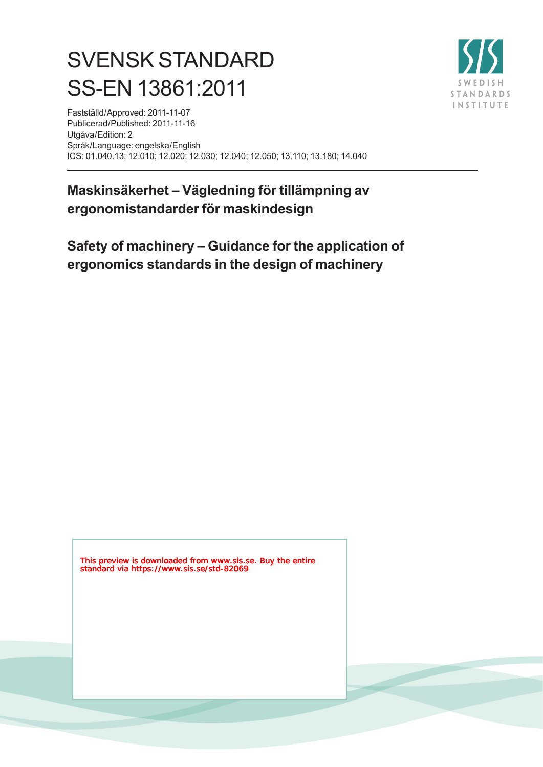# SVENSK STANDARD
# SS-EN 13861:2011

Fastställd/Approved: 2011-11-07
Publicerad/Published: 2011-11-16
Utgåva/Edition: 2
Språk/Language: engelska/English
ICS: 01.040.13; 12.010; 12.020; 12.030; 12.040; 12.050; 13.110; 13.180; 14.040

## Maskinsäkerhet – Vägledning för tillämpning av ergonomistandarder för maskindesign

## Safety of machinery – Guidance for the application of ergonomics standards in the design of machinery

This preview is downloaded from www.sis.se. Buy the entire standard via https://www.sis.se/std-82069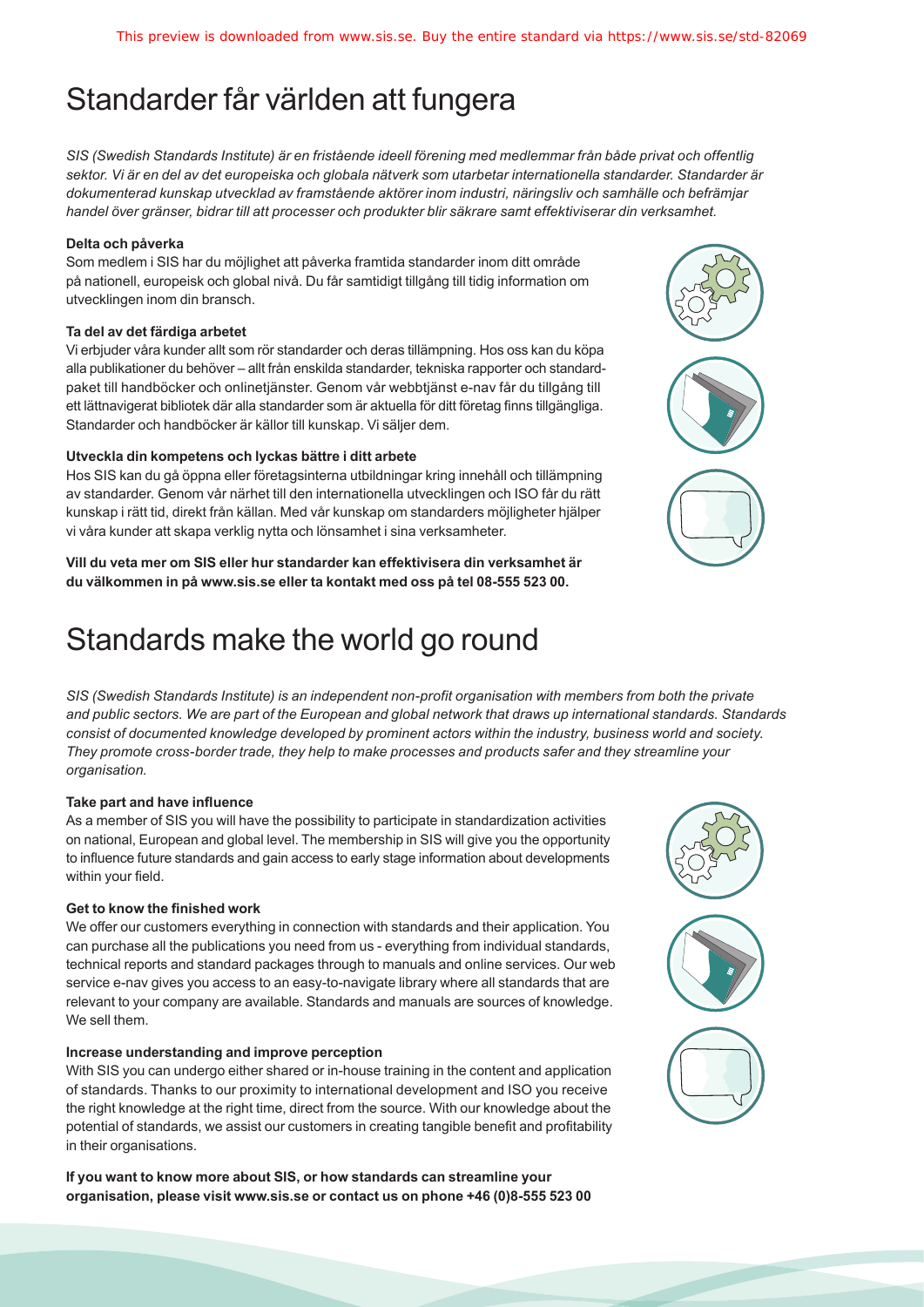# Standarder får världen att fungera

*SIS (Swedish Standards Institute) är en fristående ideell förening med medlemmar från både privat och offentlig sektor. Vi är en del av det europeiska och globala nätverk som utarbetar internationella standarder. Standarder är dokumenterad kunskap utvecklad av framstående aktörer inom industri, näringsliv och samhälle och befrämjar handel över gränser, bidrar till att processer och produkter blir säkrare samt effektiviserar din verksamhet.*

**Delta och påverka**

Som medlem i SIS har du möjlighet att påverka framtida standarder inom ditt område på nationell, europeisk och global nivå. Du får samtidigt tillgång till tidig information om utvecklingen inom din bransch.

**Ta del av det färdiga arbetet**

Vi erbjuder våra kunder allt som rör standarder och deras tillämpning. Hos oss kan du köpa alla publikationer du behöver – allt från enskilda standarder, tekniska rapporter och standardpaket till handböcker och onlinetjänster. Genom vår webbtjänst e-nav får du tillgång till ett lättnavigerat bibliotek där alla standarder som är aktuella för ditt företag finns tillgängliga. Standarder och handböcker är källor till kunskap. Vi säljer dem.

**Utveckla din kompetens och lyckas bättre i ditt arbete**

Hos SIS kan du gå öppna eller företagsinterna utbildningar kring innehåll och tillämpning av standarder. Genom vår närhet till den internationella utvecklingen och ISO får du rätt kunskap i rätt tid, direkt från källan. Med vår kunskap om standarders möjligheter hjälper vi våra kunder att skapa verklig nytta och lönsamhet i sina verksamheter.

**Vill du veta mer om SIS eller hur standarder kan effektivisera din verksamhet är du välkommen in på www.sis.se eller ta kontakt med oss på tel 08-555 523 00.**

# Standards make the world go round

*SIS (Swedish Standards Institute) is an independent non-profit organisation with members from both the private and public sectors. We are part of the European and global network that draws up international standards. Standards consist of documented knowledge developed by prominent actors within the industry, business world and society. They promote cross-border trade, they help to make processes and products safer and they streamline your organisation.*

**Take part and have influence**

As a member of SIS you will have the possibility to participate in standardization activities on national, European and global level. The membership in SIS will give you the opportunity to influence future standards and gain access to early stage information about developments within your field.

**Get to know the finished work**

We offer our customers everything in connection with standards and their application. You can purchase all the publications you need from us - everything from individual standards, technical reports and standard packages through to manuals and online services. Our web service e-nav gives you access to an easy-to-navigate library where all standards that are relevant to your company are available. Standards and manuals are sources of knowledge. We sell them.

**Increase understanding and improve perception**

With SIS you can undergo either shared or in-house training in the content and application of standards. Thanks to our proximity to international development and ISO you receive the right knowledge at the right time, direct from the source. With our knowledge about the potential of standards, we assist our customers in creating tangible benefit and profitability in their organisations.

**If you want to know more about SIS, or how standards can streamline your organisation, please visit www.sis.se or contact us on phone +46 (0)8-555 523 00**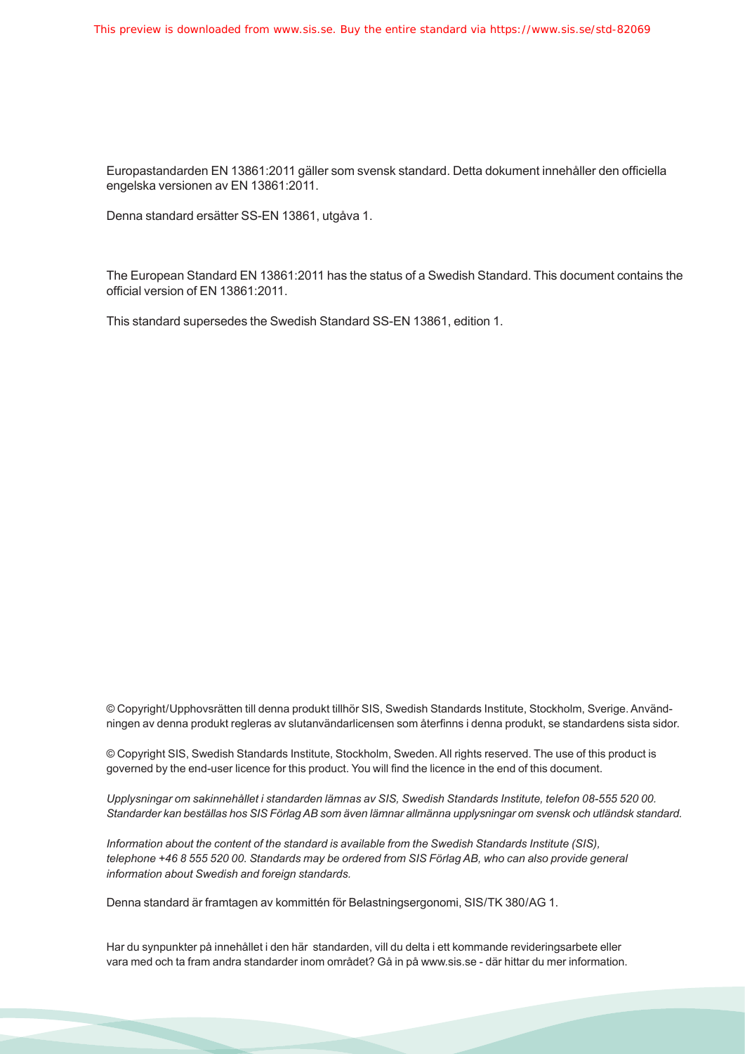Europastandarden EN 13861:2011 gäller som svensk standard. Detta dokument innehåller den officiella engelska versionen av EN 13861:2011.

Denna standard ersätter SS-EN 13861, utgåva 1.

The European Standard EN 13861:2011 has the status of a Swedish Standard. This document contains the official version of EN 13861:2011.

This standard supersedes the Swedish Standard SS-EN 13861, edition 1.

© Copyright/Upphovsrätten till denna produkt tillhör SIS, Swedish Standards Institute, Stockholm, Sverige. Användningen av denna produkt regleras av slutanvändarlicensen som återfinns i denna produkt, se standardens sista sidor.

© Copyright SIS, Swedish Standards Institute, Stockholm, Sweden. All rights reserved. The use of this product is governed by the end-user licence for this product. You will find the licence in the end of this document.

*Upplysningar om sakinnehållet i standarden lämnas av SIS, Swedish Standards Institute, telefon 08-555 520 00. Standarder kan beställas hos SIS Förlag AB som även lämnar allmänna upplysningar om svensk och utländsk standard.*

*Information about the content of the standard is available from the Swedish Standards Institute (SIS), telephone +46 8 555 520 00. Standards may be ordered from SIS Förlag AB, who can also provide general information about Swedish and foreign standards.*

Denna standard är framtagen av kommittén för Belastningsergonomi, SIS/TK 380/AG 1.

Har du synpunkter på innehållet i den här standarden, vill du delta i ett kommande revideringsarbete eller vara med och ta fram andra standarder inom området? Gå in på www.sis.se - där hittar du mer information.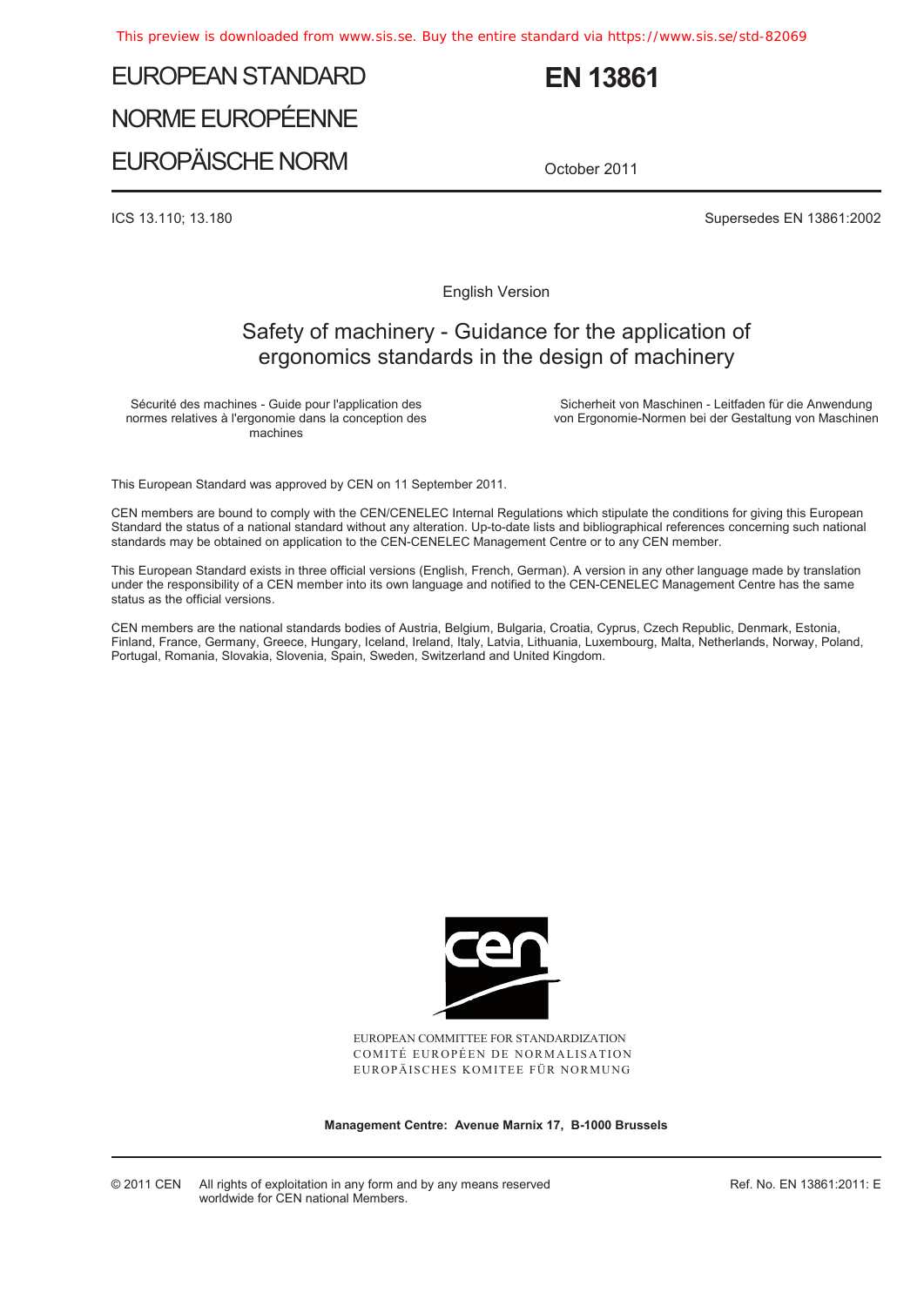This preview is downloaded from www.sis.se. Buy the entire standard via https://www.sis.se/std-82069

# EUROPEAN STANDARD
# NORME EUROPÉENNE
# EUROPÄISCHE NORM

**EN 13861**

October 2011

ICS 13.110; 13.180

Supersedes EN 13861:2002

English Version

## Safety of machinery - Guidance for the application of ergonomics standards in the design of machinery

Sécurité des machines - Guide pour l'application des normes relatives à l'ergonomie dans la conception des machines

Sicherheit von Maschinen - Leitfaden für die Anwendung von Ergonomie-Normen bei der Gestaltung von Maschinen

This European Standard was approved by CEN on 11 September 2011.

CEN members are bound to comply with the CEN/CENELEC Internal Regulations which stipulate the conditions for giving this European Standard the status of a national standard without any alteration. Up-to-date lists and bibliographical references concerning such national standards may be obtained on application to the CEN-CENELEC Management Centre or to any CEN member.

This European Standard exists in three official versions (English, French, German). A version in any other language made by translation under the responsibility of a CEN member into its own language and notified to the CEN-CENELEC Management Centre has the same status as the official versions.

CEN members are the national standards bodies of Austria, Belgium, Bulgaria, Croatia, Cyprus, Czech Republic, Denmark, Estonia, Finland, France, Germany, Greece, Hungary, Iceland, Ireland, Italy, Latvia, Lithuania, Luxembourg, Malta, Netherlands, Norway, Poland, Portugal, Romania, Slovakia, Slovenia, Spain, Sweden, Switzerland and United Kingdom.

EUROPEAN COMMITTEE FOR STANDARDIZATION
COMITÉ EUROPÉEN DE NORMALISATION
EUROPÄISCHES KOMITEE FÜR NORMUNG

**Management Centre: Avenue Marnix 17, B-1000 Brussels**

© 2011 CEN All rights of exploitation in any form and by any means reserved worldwide for CEN national Members.

Ref. No. EN 13861:2011: E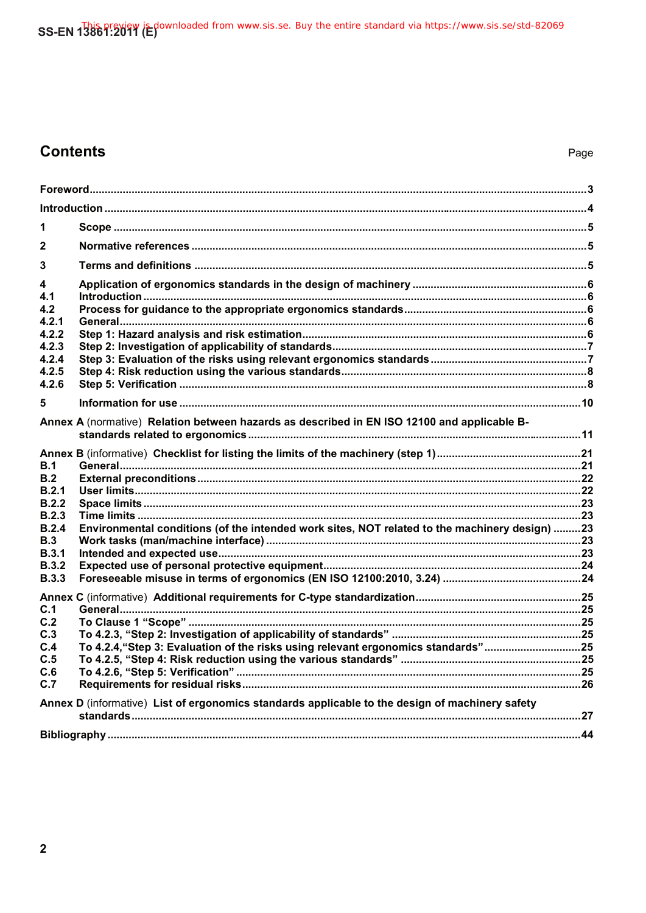## Contents

Page

| | | |
|---|---|---|
| **Foreword** | | **3** |
| **Introduction** | | **4** |
| **1** | **Scope** | **5** |
| **2** | **Normative references** | **5** |
| **3** | **Terms and definitions** | **5** |
| **4** | **Application of ergonomics standards in the design of machinery** | **6** |
| **4.1** | **Introduction** | **6** |
| **4.2** | **Process for guidance to the appropriate ergonomics standards** | **6** |
| **4.2.1** | **General** | **6** |
| **4.2.2** | **Step 1: Hazard analysis and risk estimation** | **6** |
| **4.2.3** | **Step 2: Investigation of applicability of standards** | **7** |
| **4.2.4** | **Step 3: Evaluation of the risks using relevant ergonomics standards** | **7** |
| **4.2.5** | **Step 4: Risk reduction using the various standards** | **8** |
| **4.2.6** | **Step 5: Verification** | **8** |
| **5** | **Information for use** | **10** |
| **Annex A** (normative) | **Relation between hazards as described in EN ISO 12100 and applicable B-standards related to ergonomics** | **11** |
| **Annex B** (informative) | **Checklist for listing the limits of the machinery (step 1)** | **21** |
| **B.1** | **General** | **21** |
| **B.2** | **External preconditions** | **22** |
| **B.2.1** | **User limits** | **22** |
| **B.2.2** | **Space limits** | **23** |
| **B.2.3** | **Time limits** | **23** |
| **B.2.4** | **Environmental conditions (of the intended work sites, NOT related to the machinery design)** | **23** |
| **B.3** | **Work tasks (man/machine interface)** | **23** |
| **B.3.1** | **Intended and expected use** | **23** |
| **B.3.2** | **Expected use of personal protective equipment** | **24** |
| **B.3.3** | **Foreseeable misuse in terms of ergonomics (EN ISO 12100:2010, 3.24)** | **24** |
| **Annex C** (informative) | **Additional requirements for C-type standardization** | **25** |
| **C.1** | **General** | **25** |
| **C.2** | **To Clause 1 "Scope"** | **25** |
| **C.3** | **To 4.2.3, "Step 2: Investigation of applicability of standards"** | **25** |
| **C.4** | **To 4.2.4,"Step 3: Evaluation of the risks using relevant ergonomics standards"** | **25** |
| **C.5** | **To 4.2.5, "Step 4: Risk reduction using the various standards"** | **25** |
| **C.6** | **To 4.2.6, "Step 5: Verification"** | **25** |
| **C.7** | **Requirements for residual risks** | **26** |
| **Annex D** (informative) | **List of ergonomics standards applicable to the design of machinery safety standards** | **27** |
| **Bibliography** | | **44** |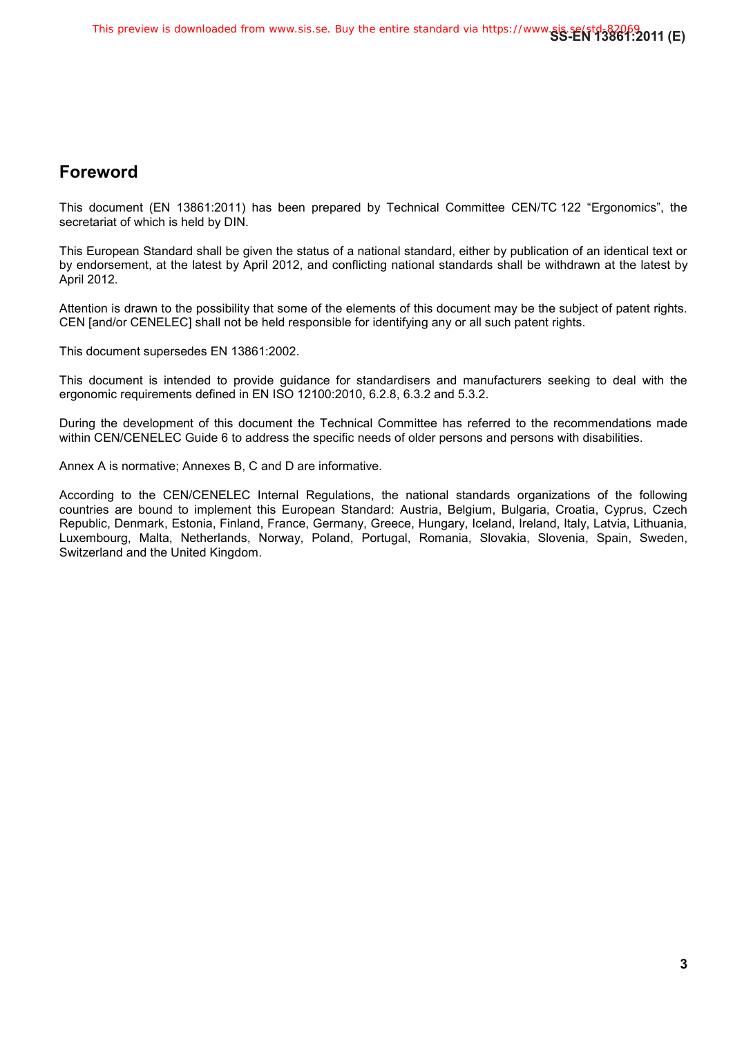## Foreword

This document (EN 13861:2011) has been prepared by Technical Committee CEN/TC 122 “Ergonomics”, the secretariat of which is held by DIN.

This European Standard shall be given the status of a national standard, either by publication of an identical text or by endorsement, at the latest by April 2012, and conflicting national standards shall be withdrawn at the latest by April 2012.

Attention is drawn to the possibility that some of the elements of this document may be the subject of patent rights. CEN [and/or CENELEC] shall not be held responsible for identifying any or all such patent rights.

This document supersedes EN 13861:2002.

This document is intended to provide guidance for standardisers and manufacturers seeking to deal with the ergonomic requirements defined in EN ISO 12100:2010, 6.2.8, 6.3.2 and 5.3.2.

During the development of this document the Technical Committee has referred to the recommendations made within CEN/CENELEC Guide 6 to address the specific needs of older persons and persons with disabilities.

Annex A is normative; Annexes B, C and D are informative.

According to the CEN/CENELEC Internal Regulations, the national standards organizations of the following countries are bound to implement this European Standard: Austria, Belgium, Bulgaria, Croatia, Cyprus, Czech Republic, Denmark, Estonia, Finland, France, Germany, Greece, Hungary, Iceland, Ireland, Italy, Latvia, Lithuania, Luxembourg, Malta, Netherlands, Norway, Poland, Portugal, Romania, Slovakia, Slovenia, Spain, Sweden, Switzerland and the United Kingdom.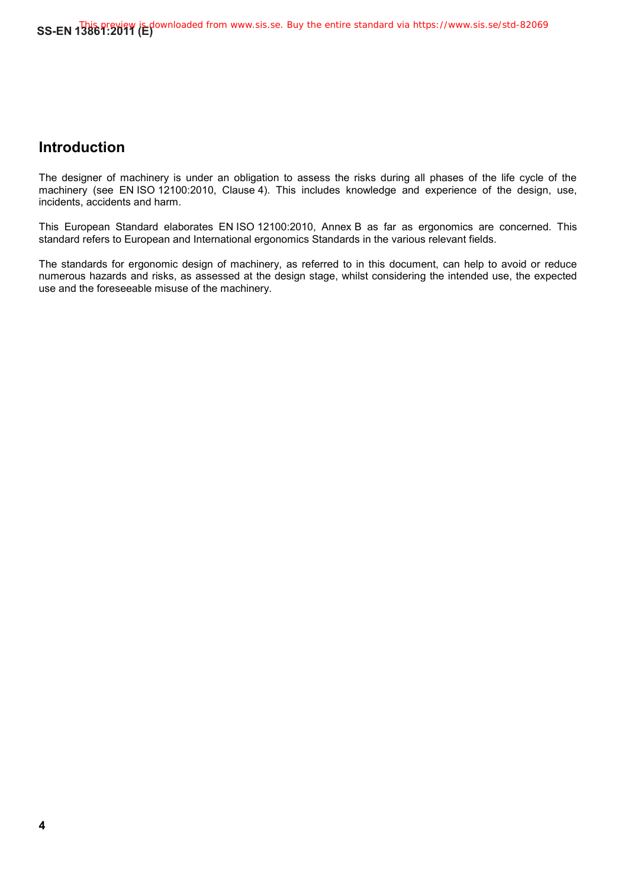## Introduction

The designer of machinery is under an obligation to assess the risks during all phases of the life cycle of the machinery (see EN ISO 12100:2010, Clause 4). This includes knowledge and experience of the design, use, incidents, accidents and harm.

This European Standard elaborates EN ISO 12100:2010, Annex B as far as ergonomics are concerned. This standard refers to European and International ergonomics Standards in the various relevant fields.

The standards for ergonomic design of machinery, as referred to in this document, can help to avoid or reduce numerous hazards and risks, as assessed at the design stage, whilst considering the intended use, the expected use and the foreseeable misuse of the machinery.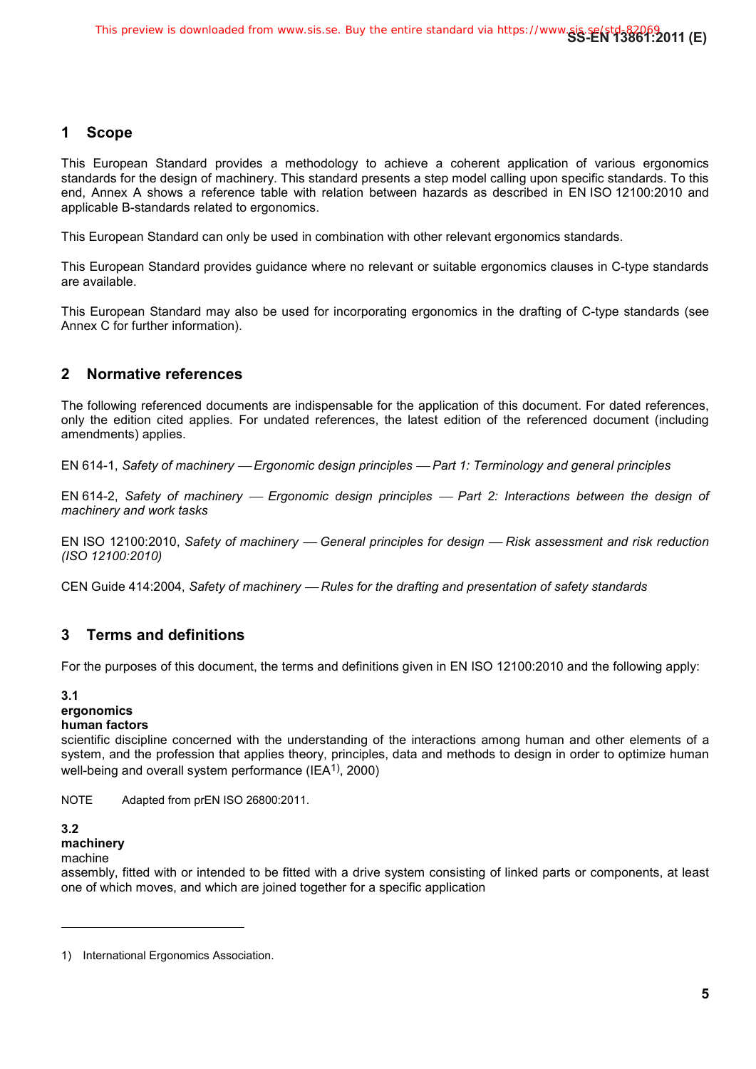## 1 Scope

This European Standard provides a methodology to achieve a coherent application of various ergonomics standards for the design of machinery. This standard presents a step model calling upon specific standards. To this end, Annex A shows a reference table with relation between hazards as described in EN ISO 12100:2010 and applicable B-standards related to ergonomics.

This European Standard can only be used in combination with other relevant ergonomics standards.

This European Standard provides guidance where no relevant or suitable ergonomics clauses in C-type standards are available.

This European Standard may also be used for incorporating ergonomics in the drafting of C-type standards (see Annex C for further information).

## 2 Normative references

The following referenced documents are indispensable for the application of this document. For dated references, only the edition cited applies. For undated references, the latest edition of the referenced document (including amendments) applies.

EN 614-1, *Safety of machinery — Ergonomic design principles — Part 1: Terminology and general principles*

EN 614-2, *Safety of machinery — Ergonomic design principles — Part 2: Interactions between the design of machinery and work tasks*

EN ISO 12100:2010, *Safety of machinery — General principles for design — Risk assessment and risk reduction (ISO 12100:2010)*

CEN Guide 414:2004, *Safety of machinery — Rules for the drafting and presentation of safety standards*

## 3 Terms and definitions

For the purposes of this document, the terms and definitions given in EN ISO 12100:2010 and the following apply:

**3.1**
**ergonomics**
**human factors**
scientific discipline concerned with the understanding of the interactions among human and other elements of a system, and the profession that applies theory, principles, data and methods to design in order to optimize human well-being and overall system performance (IEA[1], 2000)

NOTE Adapted from prEN ISO 26800:2011.

**3.2**
**machinery**
machine
assembly, fitted with or intended to be fitted with a drive system consisting of linked parts or components, at least one of which moves, and which are joined together for a specific application

---

1) International Ergonomics Association.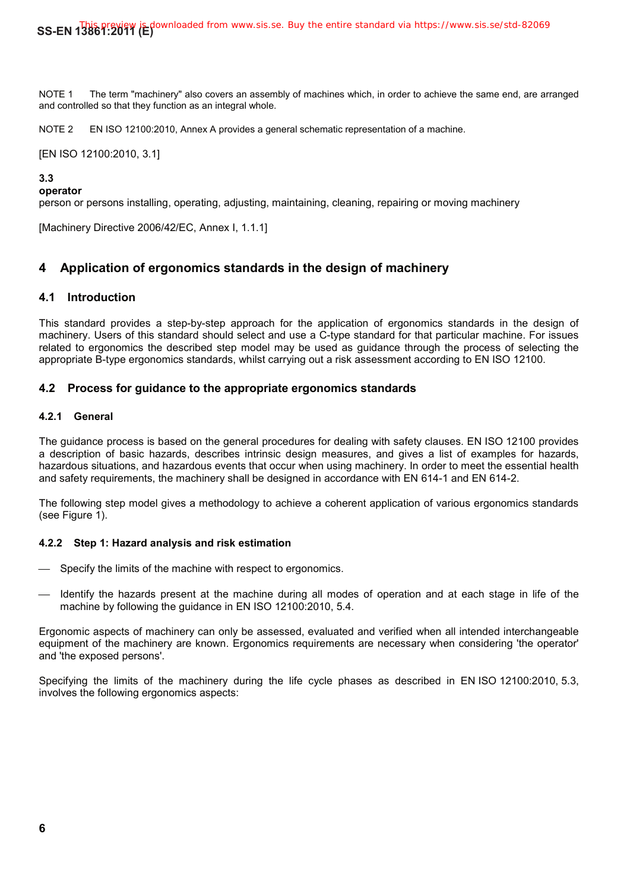NOTE 1 The term "machinery" also covers an assembly of machines which, in order to achieve the same end, are arranged and controlled so that they function as an integral whole.

NOTE 2 EN ISO 12100:2010, Annex A provides a general schematic representation of a machine.

[EN ISO 12100:2010, 3.1]

**3.3**
**operator**
person or persons installing, operating, adjusting, maintaining, cleaning, repairing or moving machinery

[Machinery Directive 2006/42/EC, Annex I, 1.1.1]

## 4 Application of ergonomics standards in the design of machinery

### 4.1 Introduction

This standard provides a step-by-step approach for the application of ergonomics standards in the design of machinery. Users of this standard should select and use a C-type standard for that particular machine. For issues related to ergonomics the described step model may be used as guidance through the process of selecting the appropriate B-type ergonomics standards, whilst carrying out a risk assessment according to EN ISO 12100.

### 4.2 Process for guidance to the appropriate ergonomics standards

#### 4.2.1 General

The guidance process is based on the general procedures for dealing with safety clauses. EN ISO 12100 provides a description of basic hazards, describes intrinsic design measures, and gives a list of examples for hazards, hazardous situations, and hazardous events that occur when using machinery. In order to meet the essential health and safety requirements, the machinery shall be designed in accordance with EN 614-1 and EN 614-2.

The following step model gives a methodology to achieve a coherent application of various ergonomics standards (see Figure 1).

#### 4.2.2 Step 1: Hazard analysis and risk estimation

- Specify the limits of the machine with respect to ergonomics.
- Identify the hazards present at the machine during all modes of operation and at each stage in life of the machine by following the guidance in EN ISO 12100:2010, 5.4.

Ergonomic aspects of machinery can only be assessed, evaluated and verified when all intended interchangeable equipment of the machinery are known. Ergonomics requirements are necessary when considering 'the operator' and 'the exposed persons'.

Specifying the limits of the machinery during the life cycle phases as described in EN ISO 12100:2010, 5.3, involves the following ergonomics aspects: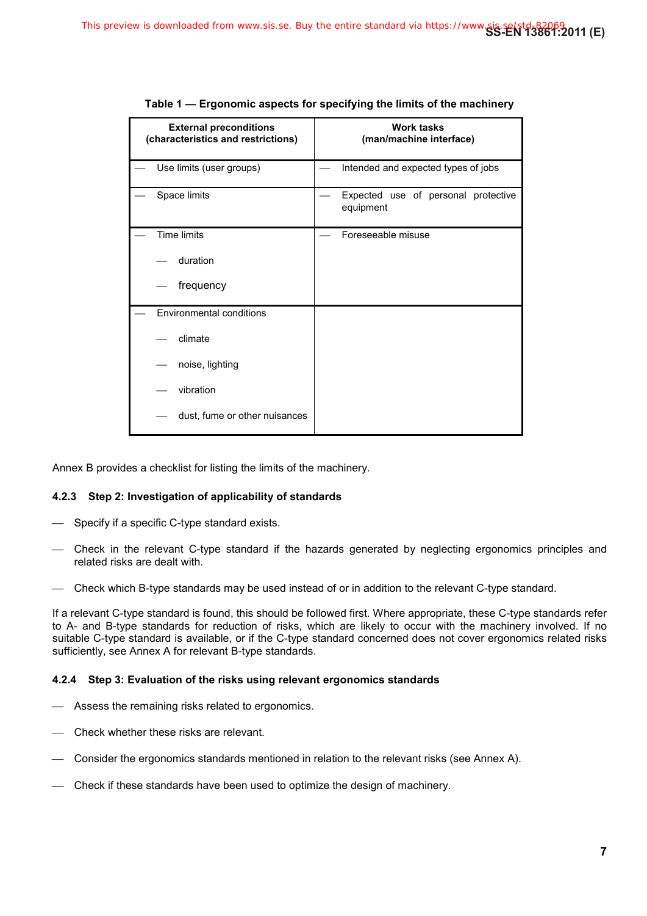**Table 1 — Ergonomic aspects for specifying the limits of the machinery**

| External preconditions (characteristics and restrictions) | Work tasks (man/machine interface) |
|---|---|
| — Use limits (user groups) | — Intended and expected types of jobs |
| — Space limits | — Expected use of personal protective equipment |
| — Time limits<br>— duration<br>— frequency | — Foreseeable misuse |
| — Environmental conditions<br>— climate<br>— noise, lighting<br>— vibration<br>— dust, fume or other nuisances | |

Annex B provides a checklist for listing the limits of the machinery.

#### 4.2.3 Step 2: Investigation of applicability of standards

- Specify if a specific C-type standard exists.
- Check in the relevant C-type standard if the hazards generated by neglecting ergonomics principles and related risks are dealt with.
- Check which B-type standards may be used instead of or in addition to the relevant C-type standard.

If a relevant C-type standard is found, this should be followed first. Where appropriate, these C-type standards refer to A- and B-type standards for reduction of risks, which are likely to occur with the machinery involved. If no suitable C-type standard is available, or if the C-type standard concerned does not cover ergonomics related risks sufficiently, see Annex A for relevant B-type standards.

#### 4.2.4 Step 3: Evaluation of the risks using relevant ergonomics standards

- Assess the remaining risks related to ergonomics.
- Check whether these risks are relevant.
- Consider the ergonomics standards mentioned in relation to the relevant risks (see Annex A).
- Check if these standards have been used to optimize the design of machinery.